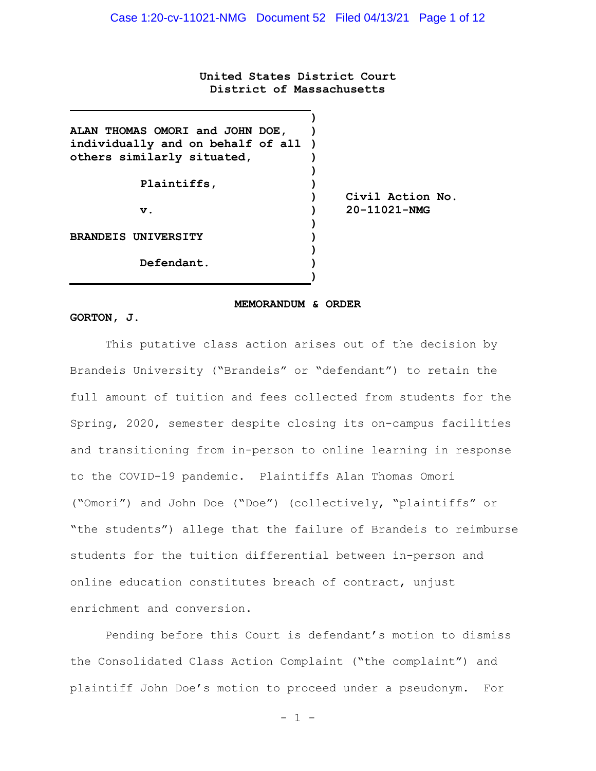**United States District Court**
**District of Massachusetts**

**ALAN THOMAS OMORI and JOHN DOE, individually and on behalf of all others similarly situated,**

**Plaintiffs,**

**v.**

**BRANDEIS UNIVERSITY**

**Defendant.**

**Civil Action No. 20-11021-NMG**

**MEMORANDUM & ORDER**

**GORTON, J.**

This putative class action arises out of the decision by Brandeis University ("Brandeis" or "defendant") to retain the full amount of tuition and fees collected from students for the Spring, 2020, semester despite closing its on-campus facilities and transitioning from in-person to online learning in response to the COVID-19 pandemic. Plaintiffs Alan Thomas Omori ("Omori") and John Doe ("Doe") (collectively, "plaintiffs" or "the students") allege that the failure of Brandeis to reimburse students for the tuition differential between in-person and online education constitutes breach of contract, unjust enrichment and conversion.

Pending before this Court is defendant's motion to dismiss the Consolidated Class Action Complaint ("the complaint") and plaintiff John Doe's motion to proceed under a pseudonym. For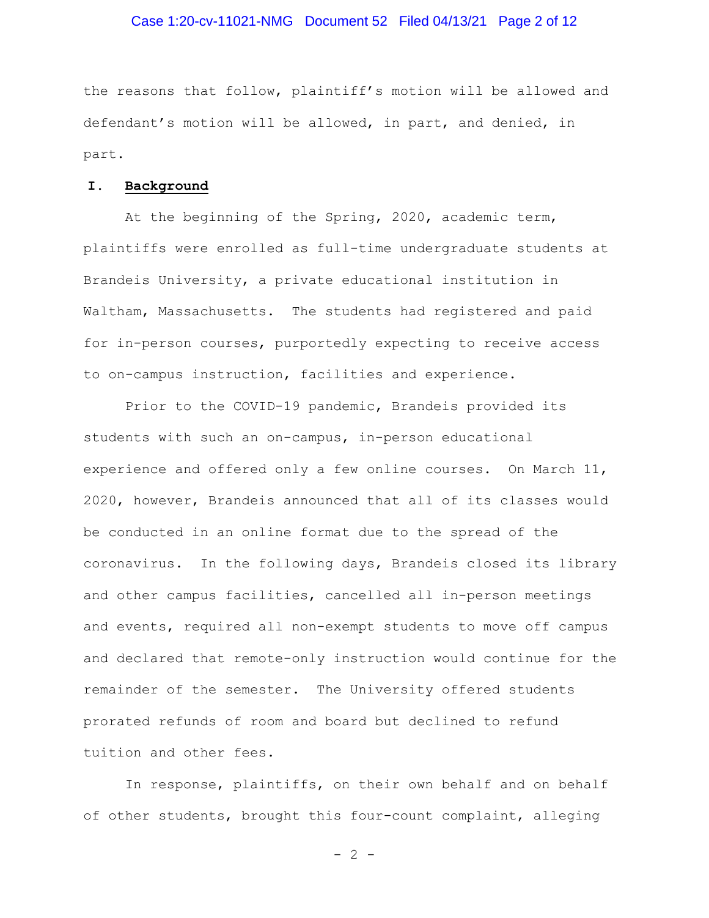the reasons that follow, plaintiff's motion will be allowed and defendant's motion will be allowed, in part, and denied, in part.

## I. Background

At the beginning of the Spring, 2020, academic term, plaintiffs were enrolled as full-time undergraduate students at Brandeis University, a private educational institution in Waltham, Massachusetts. The students had registered and paid for in-person courses, purportedly expecting to receive access to on-campus instruction, facilities and experience.

Prior to the COVID-19 pandemic, Brandeis provided its students with such an on-campus, in-person educational experience and offered only a few online courses. On March 11, 2020, however, Brandeis announced that all of its classes would be conducted in an online format due to the spread of the coronavirus. In the following days, Brandeis closed its library and other campus facilities, cancelled all in-person meetings and events, required all non-exempt students to move off campus and declared that remote-only instruction would continue for the remainder of the semester. The University offered students prorated refunds of room and board but declined to refund tuition and other fees.

In response, plaintiffs, on their own behalf and on behalf of other students, brought this four-count complaint, alleging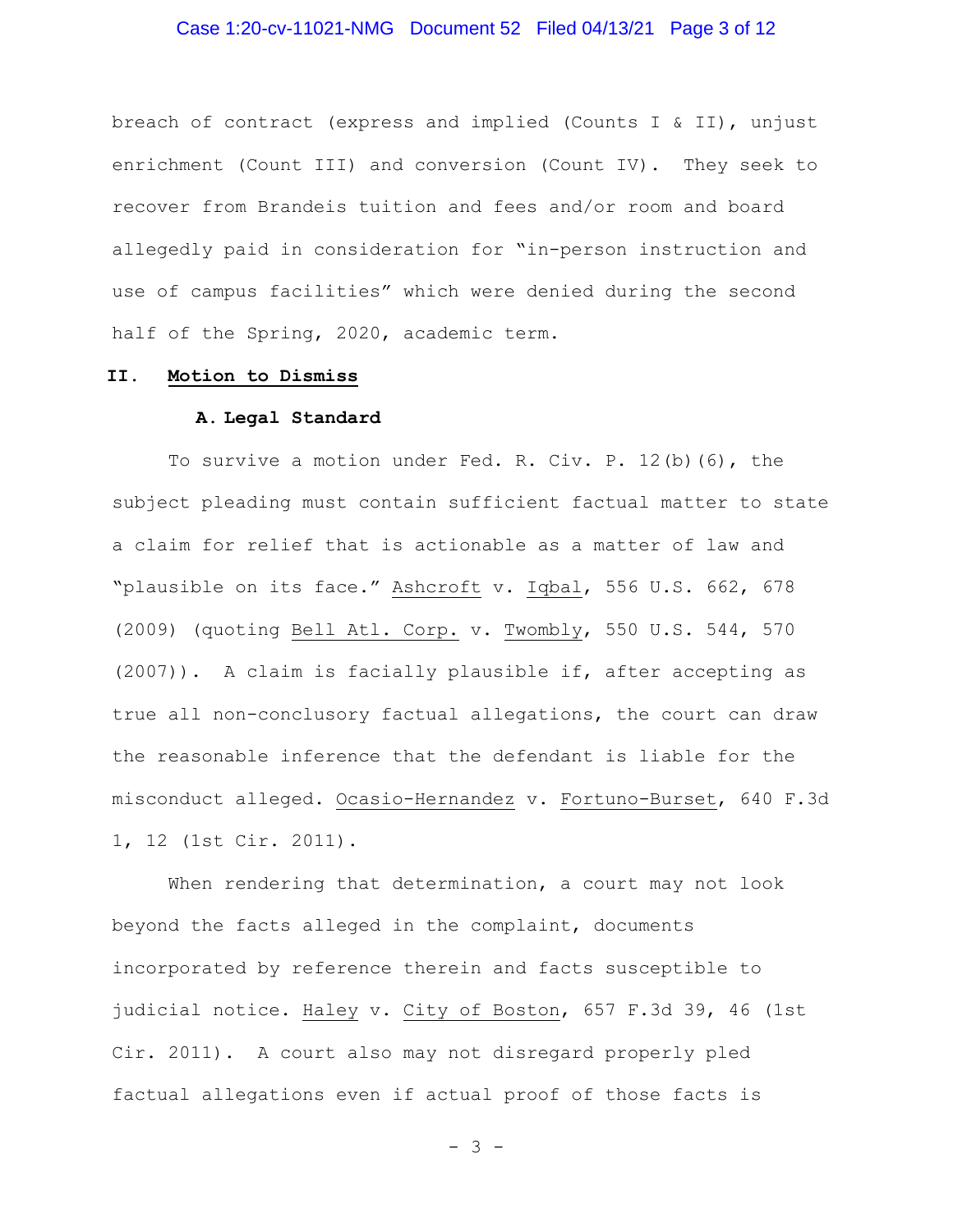breach of contract (express and implied (Counts I & II), unjust enrichment (Count III) and conversion (Count IV). They seek to recover from Brandeis tuition and fees and/or room and board allegedly paid in consideration for "in-person instruction and use of campus facilities" which were denied during the second half of the Spring, 2020, academic term.

## II. Motion to Dismiss

### A. Legal Standard

To survive a motion under Fed. R. Civ. P. 12(b)(6), the subject pleading must contain sufficient factual matter to state a claim for relief that is actionable as a matter of law and "plausible on its face." Ashcroft v. Iqbal, 556 U.S. 662, 678 (2009) (quoting Bell Atl. Corp. v. Twombly, 550 U.S. 544, 570 (2007)). A claim is facially plausible if, after accepting as true all non-conclusory factual allegations, the court can draw the reasonable inference that the defendant is liable for the misconduct alleged. Ocasio-Hernandez v. Fortuno-Burset, 640 F.3d 1, 12 (1st Cir. 2011).

When rendering that determination, a court may not look beyond the facts alleged in the complaint, documents incorporated by reference therein and facts susceptible to judicial notice. Haley v. City of Boston, 657 F.3d 39, 46 (1st Cir. 2011). A court also may not disregard properly pled factual allegations even if actual proof of those facts is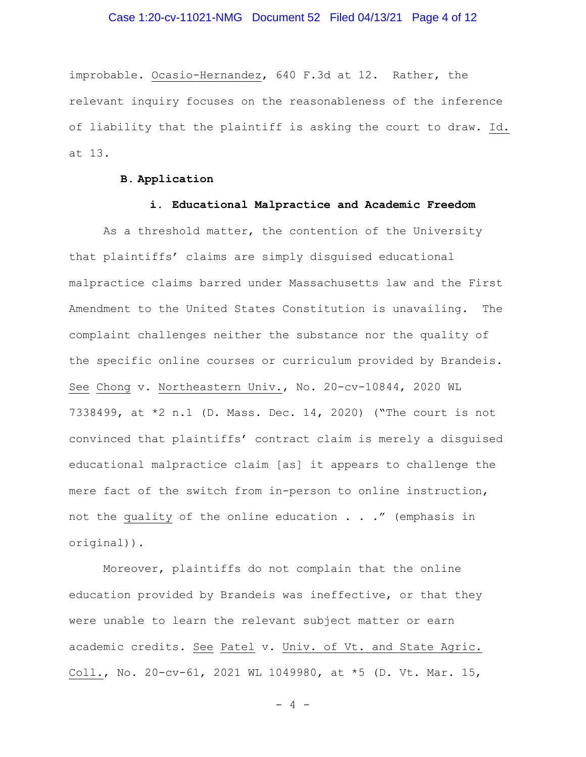improbable. Ocasio-Hernandez, 640 F.3d at 12. Rather, the relevant inquiry focuses on the reasonableness of the inference of liability that the plaintiff is asking the court to draw. Id. at 13.

### B. Application

#### i. Educational Malpractice and Academic Freedom

As a threshold matter, the contention of the University that plaintiffs' claims are simply disguised educational malpractice claims barred under Massachusetts law and the First Amendment to the United States Constitution is unavailing. The complaint challenges neither the substance nor the quality of the specific online courses or curriculum provided by Brandeis. See Chong v. Northeastern Univ., No. 20-cv-10844, 2020 WL 7338499, at *2 n.1 (D. Mass. Dec. 14, 2020) ("The court is not convinced that plaintiffs' contract claim is merely a disguised educational malpractice claim [as] it appears to challenge the mere fact of the switch from in-person to online instruction, not the quality of the online education . . ." (emphasis in original)).

Moreover, plaintiffs do not complain that the online education provided by Brandeis was ineffective, or that they were unable to learn the relevant subject matter or earn academic credits. See Patel v. Univ. of Vt. and State Agric. Coll., No. 20-cv-61, 2021 WL 1049980, at *5 (D. Vt. Mar. 15,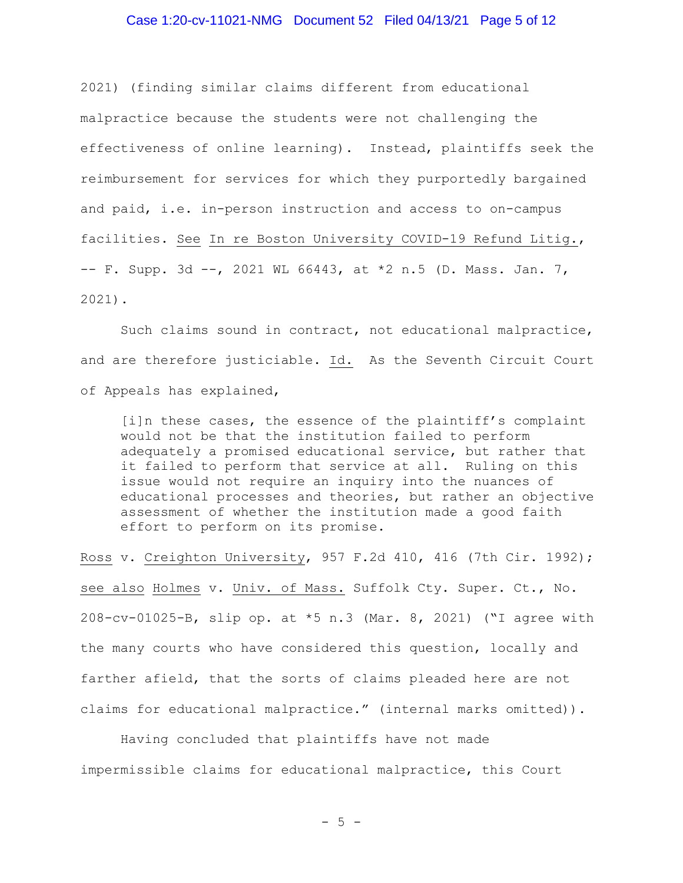2021) (finding similar claims different from educational malpractice because the students were not challenging the effectiveness of online learning). Instead, plaintiffs seek the reimbursement for services for which they purportedly bargained and paid, i.e. in-person instruction and access to on-campus facilities. See In re Boston University COVID-19 Refund Litig., -- F. Supp. 3d --, 2021 WL 66443, at *2 n.5 (D. Mass. Jan. 7, 2021).

Such claims sound in contract, not educational malpractice, and are therefore justiciable. Id. As the Seventh Circuit Court of Appeals has explained,

> [i]n these cases, the essence of the plaintiff's complaint would not be that the institution failed to perform adequately a promised educational service, but rather that it failed to perform that service at all. Ruling on this issue would not require an inquiry into the nuances of educational processes and theories, but rather an objective assessment of whether the institution made a good faith effort to perform on its promise.

Ross v. Creighton University, 957 F.2d 410, 416 (7th Cir. 1992); see also Holmes v. Univ. of Mass. Suffolk Cty. Super. Ct., No. 208-cv-01025-B, slip op. at *5 n.3 (Mar. 8, 2021) ("I agree with the many courts who have considered this question, locally and farther afield, that the sorts of claims pleaded here are not claims for educational malpractice." (internal marks omitted)).

Having concluded that plaintiffs have not made impermissible claims for educational malpractice, this Court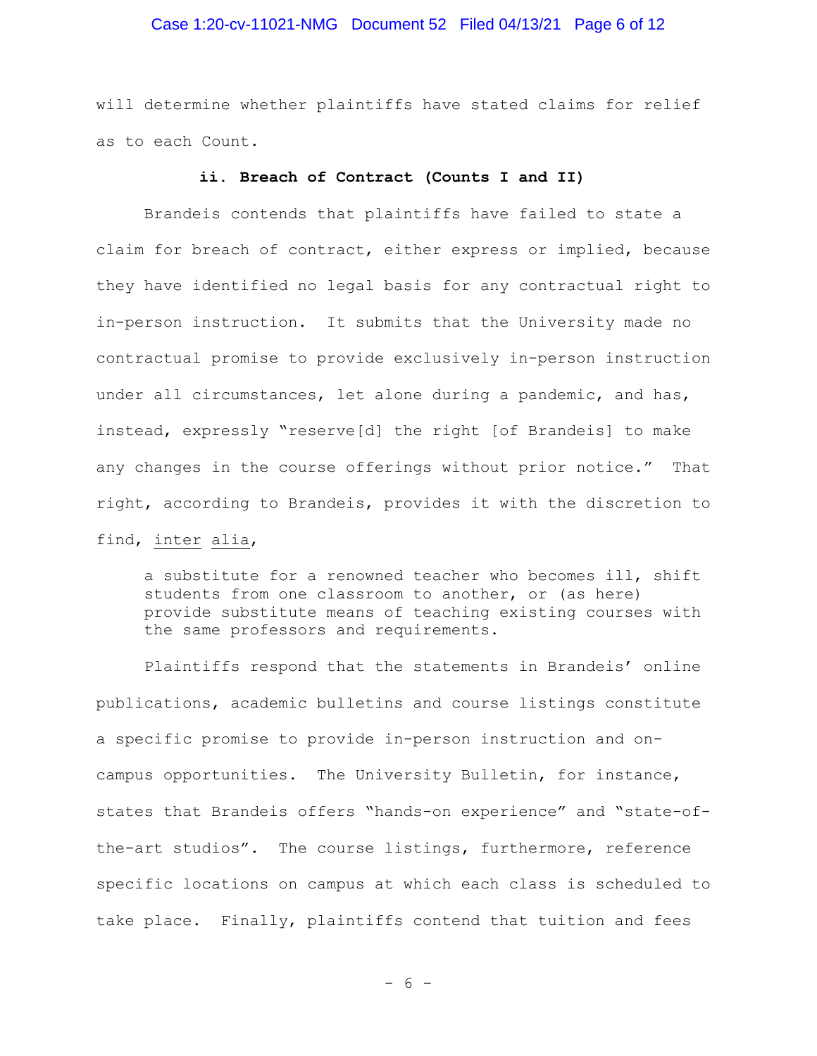will determine whether plaintiffs have stated claims for relief as to each Count.

**ii. Breach of Contract (Counts I and II)**

Brandeis contends that plaintiffs have failed to state a claim for breach of contract, either express or implied, because they have identified no legal basis for any contractual right to in-person instruction. It submits that the University made no contractual promise to provide exclusively in-person instruction under all circumstances, let alone during a pandemic, and has, instead, expressly "reserve[d] the right [of Brandeis] to make any changes in the course offerings without prior notice." That right, according to Brandeis, provides it with the discretion to find, inter alia,

> a substitute for a renowned teacher who becomes ill, shift students from one classroom to another, or (as here) provide substitute means of teaching existing courses with the same professors and requirements.

Plaintiffs respond that the statements in Brandeis' online publications, academic bulletins and course listings constitute a specific promise to provide in-person instruction and on-campus opportunities. The University Bulletin, for instance, states that Brandeis offers "hands-on experience" and "state-of-the-art studios". The course listings, furthermore, reference specific locations on campus at which each class is scheduled to take place. Finally, plaintiffs contend that tuition and fees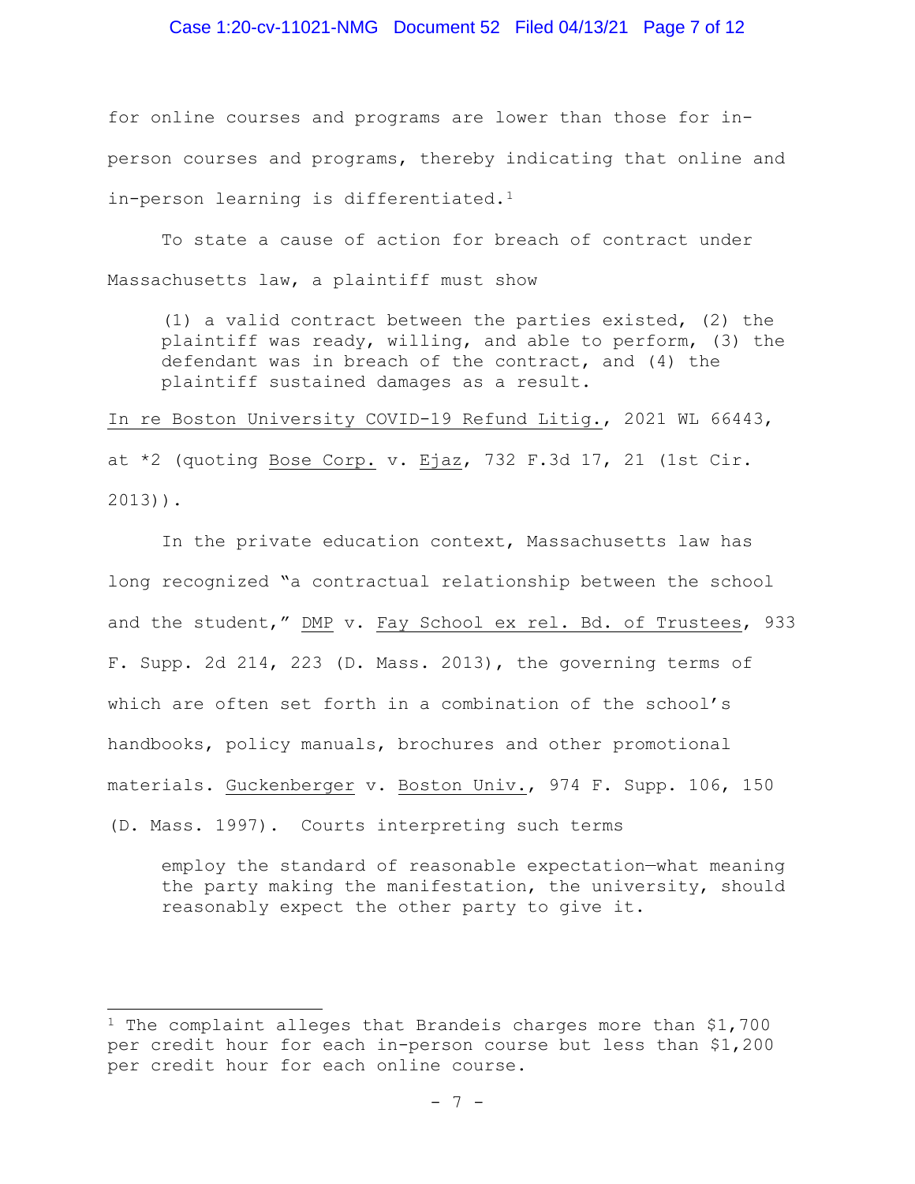for online courses and programs are lower than those for in-person courses and programs, thereby indicating that online and in-person learning is differentiated.[1]

To state a cause of action for breach of contract under Massachusetts law, a plaintiff must show

> (1) a valid contract between the parties existed, (2) the plaintiff was ready, willing, and able to perform, (3) the defendant was in breach of the contract, and (4) the plaintiff sustained damages as a result.

In re Boston University COVID-19 Refund Litig., 2021 WL 66443, at *2 (quoting Bose Corp. v. Ejaz, 732 F.3d 17, 21 (1st Cir. 2013)).

In the private education context, Massachusetts law has long recognized "a contractual relationship between the school and the student," DMP v. Fay School ex rel. Bd. of Trustees, 933 F. Supp. 2d 214, 223 (D. Mass. 2013), the governing terms of which are often set forth in a combination of the school's handbooks, policy manuals, brochures and other promotional materials. Guckenberger v. Boston Univ., 974 F. Supp. 106, 150 (D. Mass. 1997). Courts interpreting such terms

> employ the standard of reasonable expectation—what meaning the party making the manifestation, the university, should reasonably expect the other party to give it.

---

[1] The complaint alleges that Brandeis charges more than $1,700 per credit hour for each in-person course but less than $1,200 per credit hour for each online course.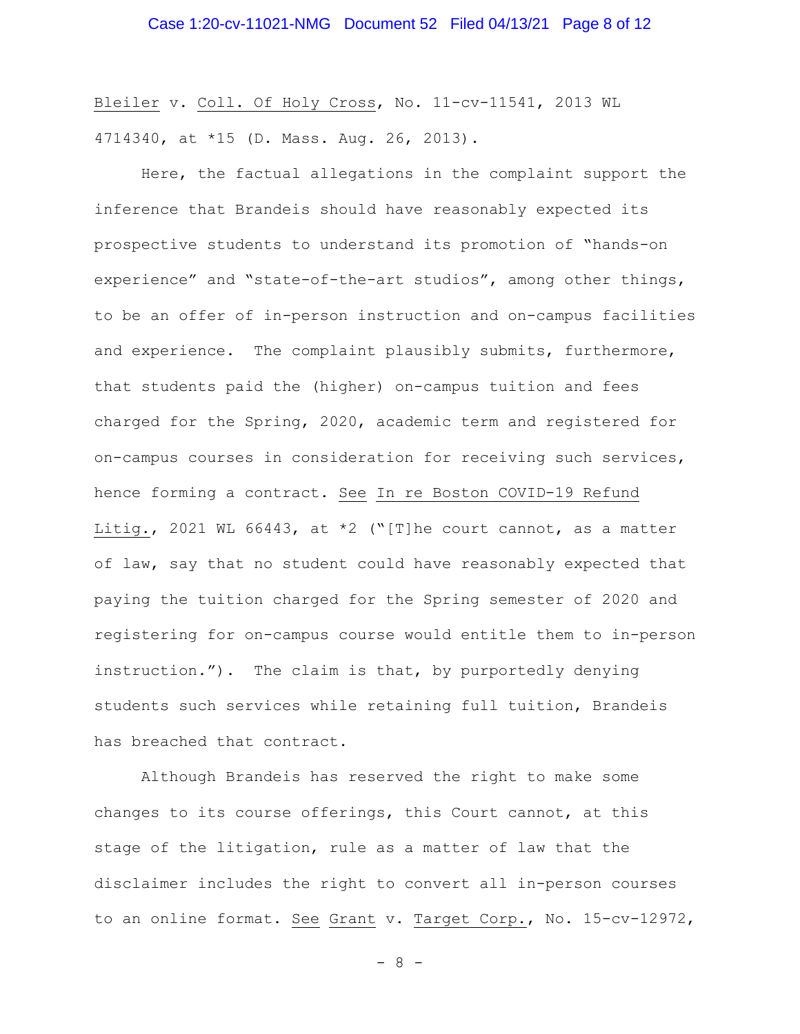Bleiler v. Coll. Of Holy Cross, No. 11-cv-11541, 2013 WL 4714340, at *15 (D. Mass. Aug. 26, 2013).

Here, the factual allegations in the complaint support the inference that Brandeis should have reasonably expected its prospective students to understand its promotion of "hands-on experience" and "state-of-the-art studios", among other things, to be an offer of in-person instruction and on-campus facilities and experience. The complaint plausibly submits, furthermore, that students paid the (higher) on-campus tuition and fees charged for the Spring, 2020, academic term and registered for on-campus courses in consideration for receiving such services, hence forming a contract. See In re Boston COVID-19 Refund Litig., 2021 WL 66443, at *2 ("[T]he court cannot, as a matter of law, say that no student could have reasonably expected that paying the tuition charged for the Spring semester of 2020 and registering for on-campus course would entitle them to in-person instruction."). The claim is that, by purportedly denying students such services while retaining full tuition, Brandeis has breached that contract.

Although Brandeis has reserved the right to make some changes to its course offerings, this Court cannot, at this stage of the litigation, rule as a matter of law that the disclaimer includes the right to convert all in-person courses to an online format. See Grant v. Target Corp., No. 15-cv-12972,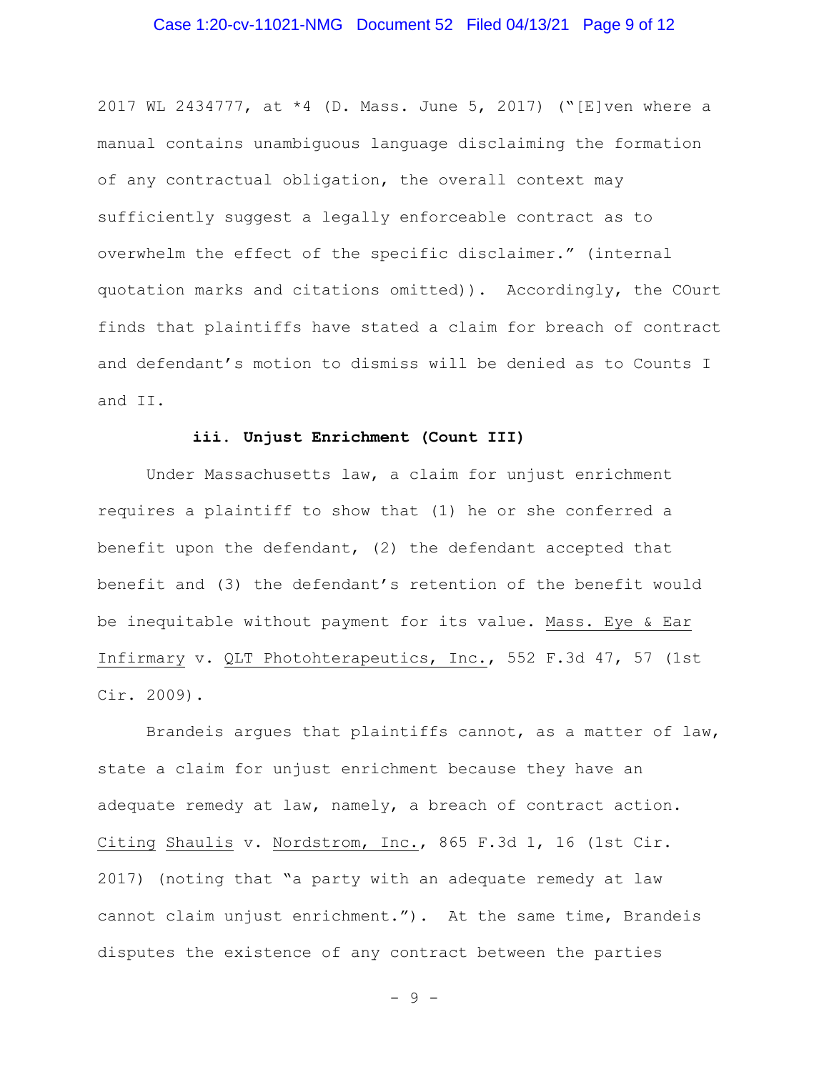2017 WL 2434777, at *4 (D. Mass. June 5, 2017) ("[E]ven where a manual contains unambiguous language disclaiming the formation of any contractual obligation, the overall context may sufficiently suggest a legally enforceable contract as to overwhelm the effect of the specific disclaimer." (internal quotation marks and citations omitted)). Accordingly, the COurt finds that plaintiffs have stated a claim for breach of contract and defendant's motion to dismiss will be denied as to Counts I and II.

**iii. Unjust Enrichment (Count III)**

Under Massachusetts law, a claim for unjust enrichment requires a plaintiff to show that (1) he or she conferred a benefit upon the defendant, (2) the defendant accepted that benefit and (3) the defendant's retention of the benefit would be inequitable without payment for its value. Mass. Eye & Ear Infirmary v. QLT Photohterapeutics, Inc., 552 F.3d 47, 57 (1st Cir. 2009).

Brandeis argues that plaintiffs cannot, as a matter of law, state a claim for unjust enrichment because they have an adequate remedy at law, namely, a breach of contract action. Citing Shaulis v. Nordstrom, Inc., 865 F.3d 1, 16 (1st Cir. 2017) (noting that "a party with an adequate remedy at law cannot claim unjust enrichment."). At the same time, Brandeis disputes the existence of any contract between the parties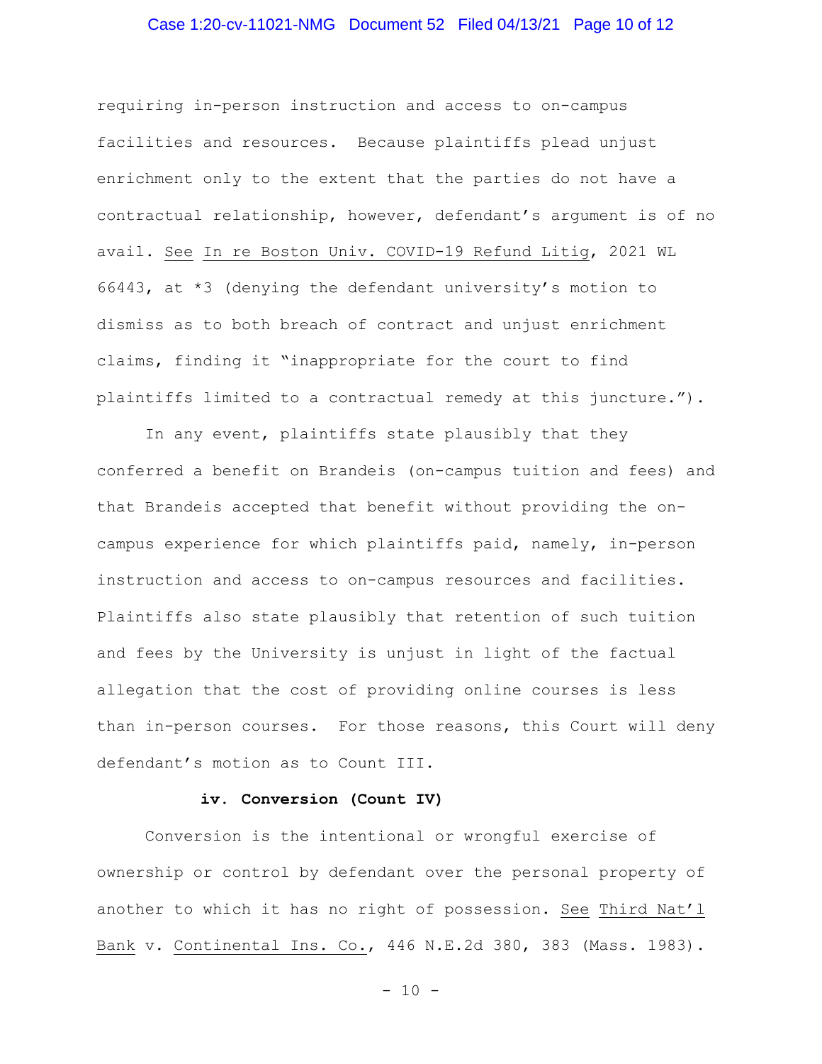requiring in-person instruction and access to on-campus facilities and resources. Because plaintiffs plead unjust enrichment only to the extent that the parties do not have a contractual relationship, however, defendant's argument is of no avail. See In re Boston Univ. COVID-19 Refund Litig, 2021 WL 66443, at *3 (denying the defendant university's motion to dismiss as to both breach of contract and unjust enrichment claims, finding it "inappropriate for the court to find plaintiffs limited to a contractual remedy at this juncture.").

In any event, plaintiffs state plausibly that they conferred a benefit on Brandeis (on-campus tuition and fees) and that Brandeis accepted that benefit without providing the on-campus experience for which plaintiffs paid, namely, in-person instruction and access to on-campus resources and facilities. Plaintiffs also state plausibly that retention of such tuition and fees by the University is unjust in light of the factual allegation that the cost of providing online courses is less than in-person courses. For those reasons, this Court will deny defendant's motion as to Count III.

**iv. Conversion (Count IV)**

Conversion is the intentional or wrongful exercise of ownership or control by defendant over the personal property of another to which it has no right of possession. See Third Nat'l Bank v. Continental Ins. Co., 446 N.E.2d 380, 383 (Mass. 1983).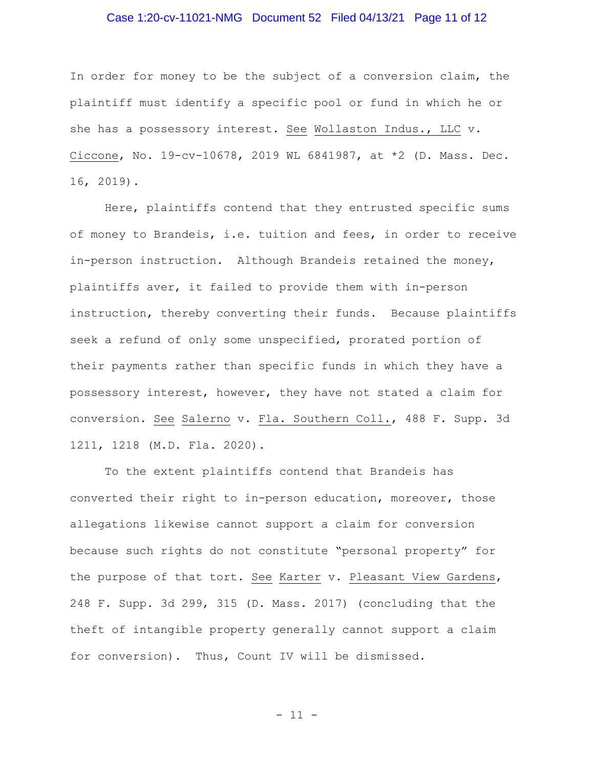In order for money to be the subject of a conversion claim, the plaintiff must identify a specific pool or fund in which he or she has a possessory interest. See Wollaston Indus., LLC v. Ciccone, No. 19-cv-10678, 2019 WL 6841987, at *2 (D. Mass. Dec. 16, 2019).

Here, plaintiffs contend that they entrusted specific sums of money to Brandeis, i.e. tuition and fees, in order to receive in-person instruction. Although Brandeis retained the money, plaintiffs aver, it failed to provide them with in-person instruction, thereby converting their funds. Because plaintiffs seek a refund of only some unspecified, prorated portion of their payments rather than specific funds in which they have a possessory interest, however, they have not stated a claim for conversion. See Salerno v. Fla. Southern Coll., 488 F. Supp. 3d 1211, 1218 (M.D. Fla. 2020).

To the extent plaintiffs contend that Brandeis has converted their right to in-person education, moreover, those allegations likewise cannot support a claim for conversion because such rights do not constitute "personal property" for the purpose of that tort. See Karter v. Pleasant View Gardens, 248 F. Supp. 3d 299, 315 (D. Mass. 2017) (concluding that the theft of intangible property generally cannot support a claim for conversion). Thus, Count IV will be dismissed.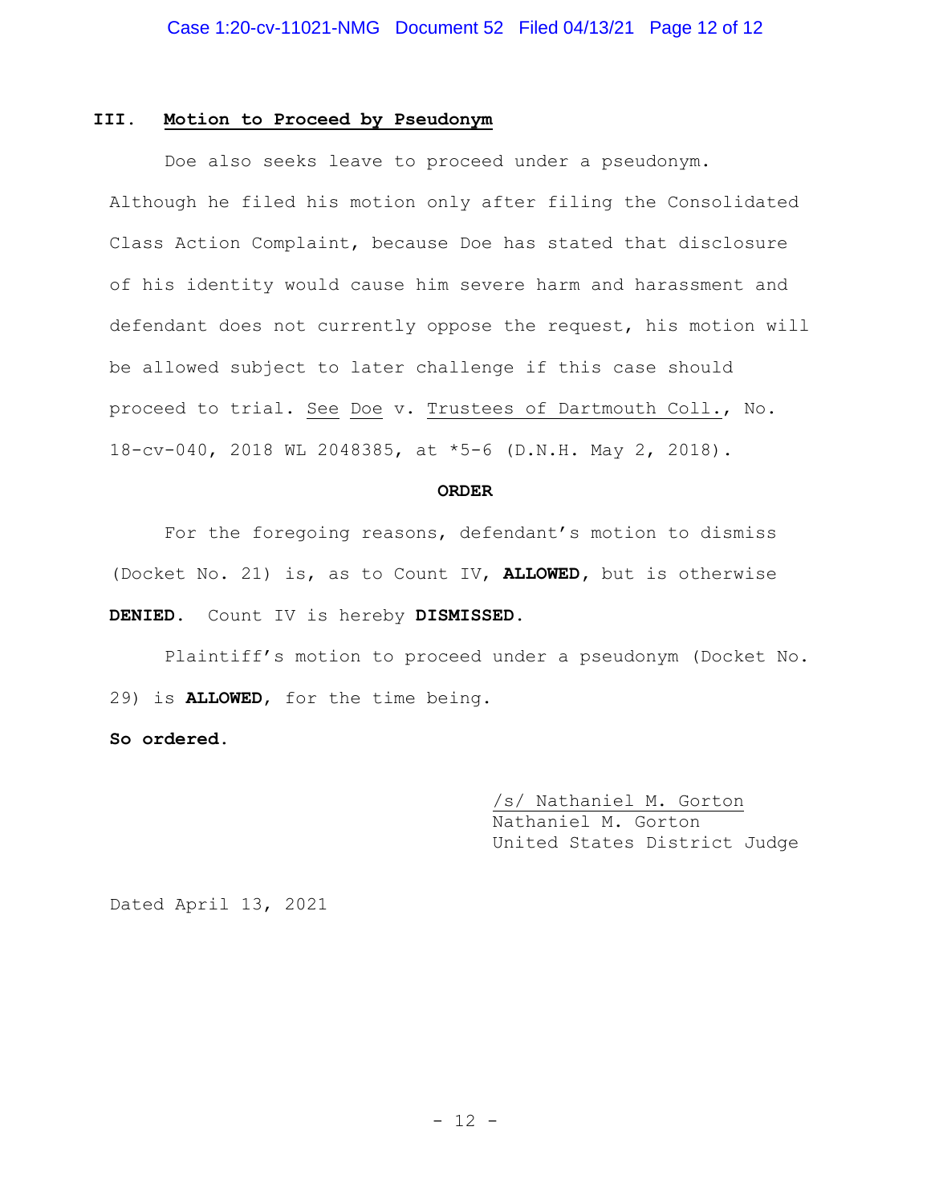### III. **Motion to Proceed by Pseudonym**

Doe also seeks leave to proceed under a pseudonym. Although he filed his motion only after filing the Consolidated Class Action Complaint, because Doe has stated that disclosure of his identity would cause him severe harm and harassment and defendant does not currently oppose the request, his motion will be allowed subject to later challenge if this case should proceed to trial. See Doe v. Trustees of Dartmouth Coll., No. 18-cv-040, 2018 WL 2048385, at *5-6 (D.N.H. May 2, 2018).

**ORDER**

For the foregoing reasons, defendant's motion to dismiss (Docket No. 21) is, as to Count IV, **ALLOWED**, but is otherwise **DENIED**. Count IV is hereby **DISMISSED**.

Plaintiff's motion to proceed under a pseudonym (Docket No. 29) is **ALLOWED**, for the time being.

**So ordered.**

/s/ Nathaniel M. Gorton
Nathaniel M. Gorton
United States District Judge

Dated April 13, 2021